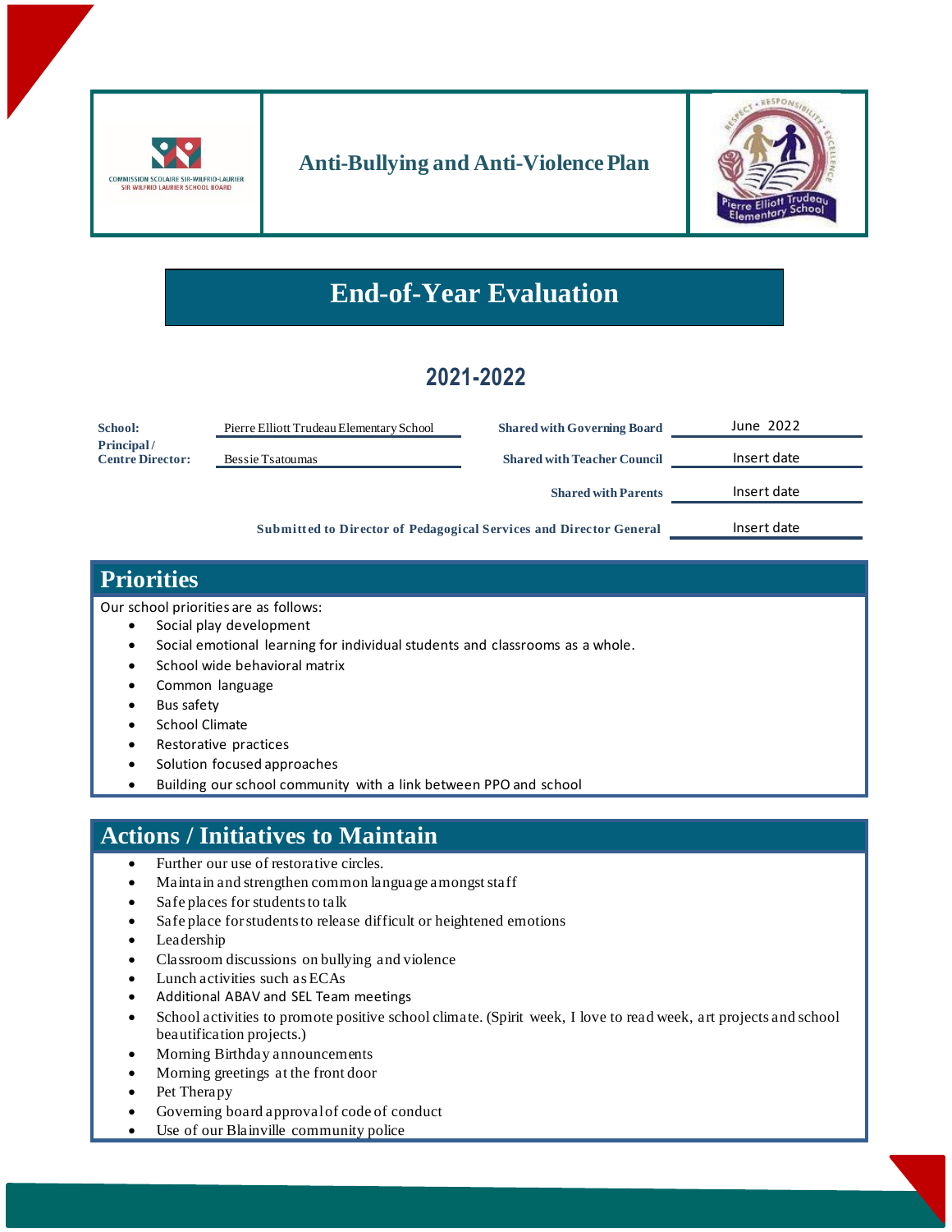# Anti-Bullying and Anti-Violence Plan

COMMISSION SCOLAIRE SIR-WILFRID-LAURIER
SIR WILFRID LAURIER SCHOOL BOARD

# End-of-Year Evaluation

## 2021-2022

| | | | |
|---|---|---|---|
| **School:** | Pierre Elliott Trudeau Elementary School | **Shared with Governing Board** | June 2022 |
| **Principal / Centre Director:** | Bessie Tsatoumas | **Shared with Teacher Council** | Insert date |
| | | **Shared with Parents** | Insert date |
| | | **Submitted to Director of Pedagogical Services and Director General** | Insert date |

## Priorities

Our school priorities are as follows:

- Social play development
- Social emotional learning for individual students and classrooms as a whole.
- School wide behavioral matrix
- Common language
- Bus safety
- School Climate
- Restorative practices
- Solution focused approaches
- Building our school community with a link between PPO and school

## Actions / Initiatives to Maintain

- Further our use of restorative circles.
- Maintain and strengthen common language amongst staff
- Safe places for students to talk
- Safe place for students to release difficult or heightened emotions
- Leadership
- Classroom discussions on bullying and violence
- Lunch activities such as ECAs
- Additional ABAV and SEL Team meetings
- School activities to promote positive school climate. (Spirit week, I love to read week, art projects and school beautification projects.)
- Morning Birthday announcements
- Morning greetings at the front door
- Pet Therapy
- Governing board approval of code of conduct
- Use of our Blainville community police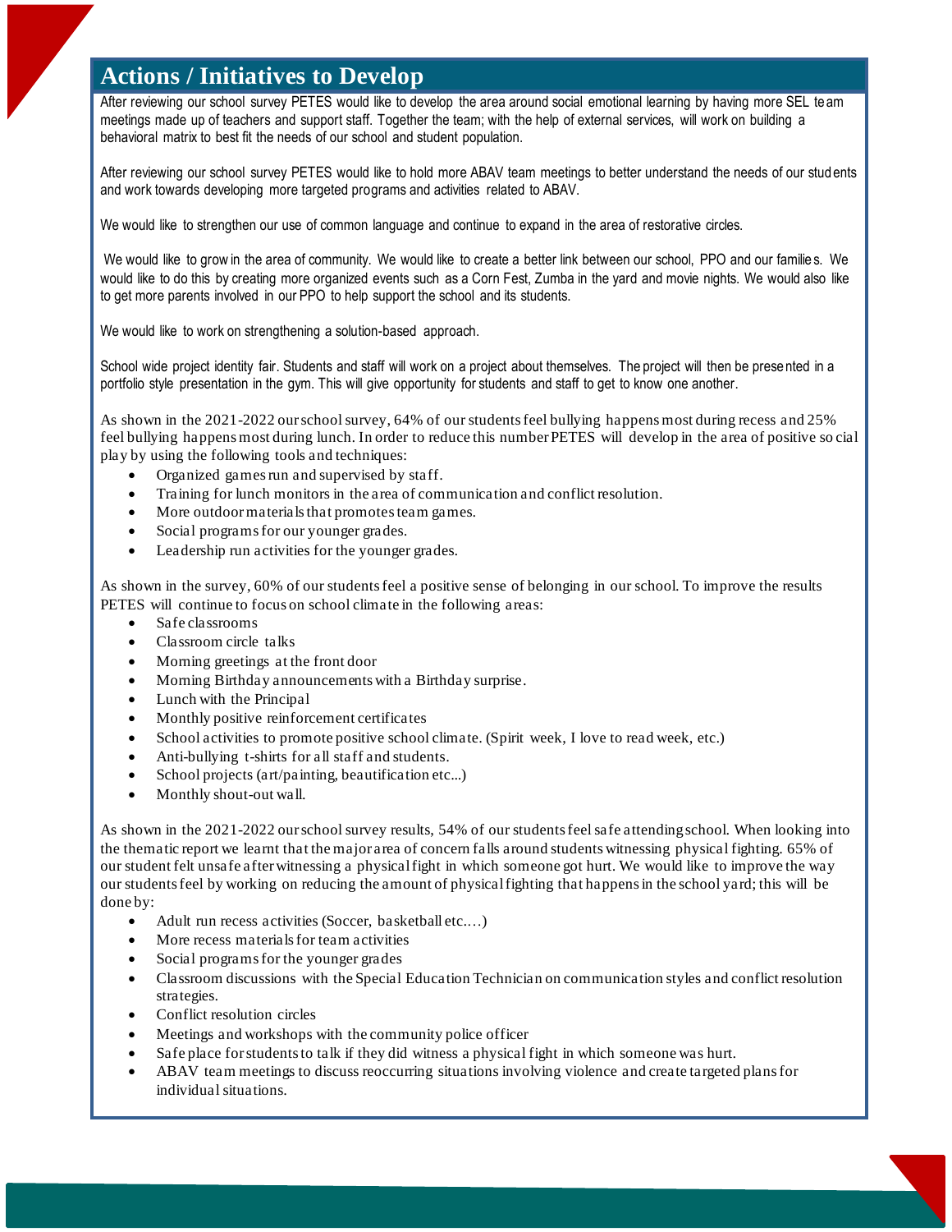## Actions / Initiatives to Develop

After reviewing our school survey PETES would like to develop the area around social emotional learning by having more SEL team meetings made up of teachers and support staff. Together the team; with the help of external services, will work on building a behavioral matrix to best fit the needs of our school and student population.

After reviewing our school survey PETES would like to hold more ABAV team meetings to better understand the needs of our students and work towards developing more targeted programs and activities related to ABAV.

We would like to strengthen our use of common language and continue to expand in the area of restorative circles.

We would like to grow in the area of community. We would like to create a better link between our school, PPO and our families. We would like to do this by creating more organized events such as a Corn Fest, Zumba in the yard and movie nights. We would also like to get more parents involved in our PPO to help support the school and its students.

We would like to work on strengthening a solution-based approach.

School wide project identity fair. Students and staff will work on a project about themselves. The project will then be presented in a portfolio style presentation in the gym. This will give opportunity for students and staff to get to know one another.

As shown in the 2021-2022 our school survey, 64% of our students feel bullying happens most during recess and 25% feel bullying happens most during lunch. In order to reduce this number PETES will develop in the area of positive social play by using the following tools and techniques:

- Organized games run and supervised by staff.
- Training for lunch monitors in the area of communication and conflict resolution.
- More outdoor materials that promotes team games.
- Social programs for our younger grades.
- Leadership run activities for the younger grades.

As shown in the survey, 60% of our students feel a positive sense of belonging in our school. To improve the results PETES will continue to focus on school climate in the following areas:

- Safe classrooms
- Classroom circle talks
- Morning greetings at the front door
- Morning Birthday announcements with a Birthday surprise.
- Lunch with the Principal
- Monthly positive reinforcement certificates
- School activities to promote positive school climate. (Spirit week, I love to read week, etc.)
- Anti-bullying t-shirts for all staff and students.
- School projects (art/painting, beautification etc...)
- Monthly shout-out wall.

As shown in the 2021-2022 our school survey results, 54% of our students feel safe attending school. When looking into the thematic report we learnt that the major area of concern falls around students witnessing physical fighting. 65% of our student felt unsafe after witnessing a physical fight in which someone got hurt. We would like to improve the way our students feel by working on reducing the amount of physical fighting that happens in the school yard; this will be done by:

- Adult run recess activities (Soccer, basketball etc.…)
- More recess materials for team activities
- Social programs for the younger grades
- Classroom discussions with the Special Education Technician on communication styles and conflict resolution strategies.
- Conflict resolution circles
- Meetings and workshops with the community police officer
- Safe place for students to talk if they did witness a physical fight in which someone was hurt.
- ABAV team meetings to discuss reoccurring situations involving violence and create targeted plans for individual situations.